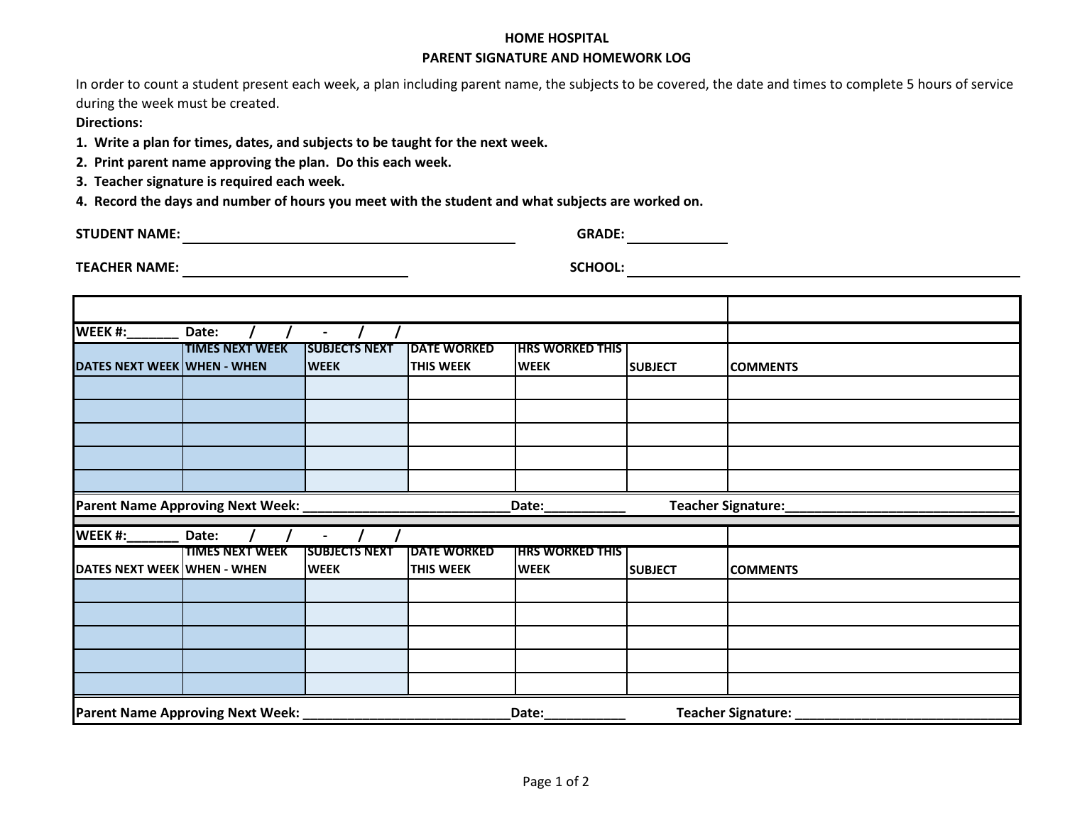# HOME HOSPITAL

## PARENT SIGNATURE AND HOMEWORK LOG

In order to count a student present each week, a plan including parent name, the subjects to be covered, the date and times to complete 5 hours of service during the week must be created.

**Directions:**

1. **Write a plan for times, dates, and subjects to be taught for the next week.**
2. **Print parent name approving the plan. Do this each week.**
3. **Teacher signature is required each week.**
4. **Record the days and number of hours you meet with the student and what subjects are worked on.**

**STUDENT NAME:** ____________________________________________ **GRADE:** _____________

**TEACHER NAME:** ____________________________ **SCHOOL:** ____________________________________________

| | | | | | | |
|---|---|---|---|---|---|---|
| **WEEK #:_______ Date: / / - / /** | | | | | | |
| **DATES NEXT WEEK** | **TIMES NEXT WEEK WHEN - WHEN** | **SUBJECTS NEXT WEEK** | **DATE WORKED THIS WEEK** | **HRS WORKED THIS WEEK** | **SUBJECT** | **COMMENTS** |
| | | | | | | |
| | | | | | | |
| | | | | | | |
| | | | | | | |
| | | | | | | |
| **Parent Name Approving Next Week:** ___________________________ **Date:**___________ **Teacher Signature:**_______________________________ | | | | | | |
| **WEEK #:_______ Date: / / - / /** | | | | | | |
| **DATES NEXT WEEK** | **TIMES NEXT WEEK WHEN - WHEN** | **SUBJECTS NEXT WEEK** | **DATE WORKED THIS WEEK** | **HRS WORKED THIS WEEK** | **SUBJECT** | **COMMENTS** |
| | | | | | | |
| | | | | | | |
| | | | | | | |
| | | | | | | |
| | | | | | | |
| **Parent Name Approving Next Week:** ___________________________ **Date:**___________ **Teacher Signature:** _______________________________ | | | | | | |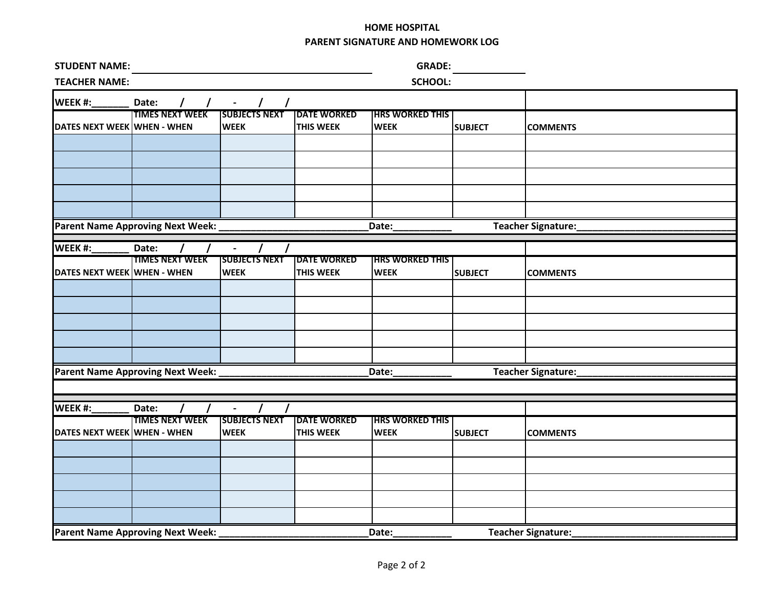**HOME HOSPITAL**
**PARENT SIGNATURE AND HOMEWORK LOG**

**STUDENT NAME:** ____________________________________________ **GRADE:** _____________

**TEACHER NAME:** **SCHOOL:**

**WEEK #:_______ Date: / / - / /**

| DATES NEXT WEEK | TIMES NEXT WEEK WHEN - WHEN | SUBJECTS NEXT WEEK | DATE WORKED THIS WEEK | HRS WORKED THIS WEEK | SUBJECT | COMMENTS |
|---|---|---|---|---|---|---|
| | | | | | | |
| | | | | | | |
| | | | | | | |
| | | | | | | |
| | | | | | | |

**Parent Name Approving Next Week:** ____________________________ **Date:**___________ **Teacher Signature:**______________________________

**WEEK #:_______ Date: / / - / /**

| DATES NEXT WEEK | TIMES NEXT WEEK WHEN - WHEN | SUBJECTS NEXT WEEK | DATE WORKED THIS WEEK | HRS WORKED THIS WEEK | SUBJECT | COMMENTS |
|---|---|---|---|---|---|---|
| | | | | | | |
| | | | | | | |
| | | | | | | |
| | | | | | | |
| | | | | | | |

**Parent Name Approving Next Week:** ____________________________ **Date:**___________ **Teacher Signature:**______________________________

**WEEK #:_______ Date: / / - / /**

| DATES NEXT WEEK | TIMES NEXT WEEK WHEN - WHEN | SUBJECTS NEXT WEEK | DATE WORKED THIS WEEK | HRS WORKED THIS WEEK | SUBJECT | COMMENTS |
|---|---|---|---|---|---|---|
| | | | | | | |
| | | | | | | |
| | | | | | | |
| | | | | | | |
| | | | | | | |

**Parent Name Approving Next Week:** ____________________________ **Date:**___________ **Teacher Signature:**______________________________